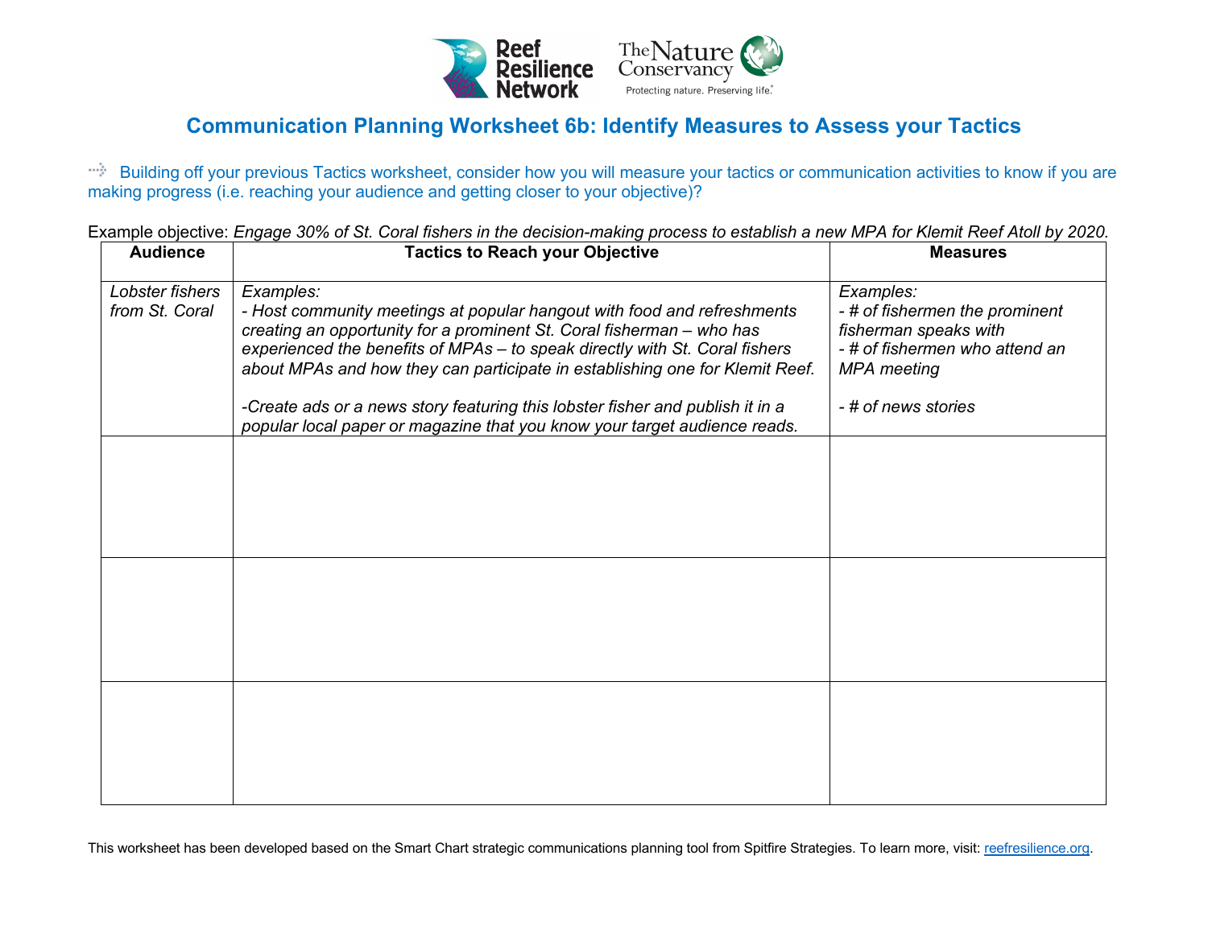# Communication Planning Worksheet 6b: Identify Measures to Assess your Tactics

Building off your previous Tactics worksheet, consider how you will measure your tactics or communication activities to know if you are making progress (i.e. reaching your audience and getting closer to your objective)?

Example objective: *Engage 30% of St. Coral fishers in the decision-making process to establish a new MPA for Klemit Reef Atoll by 2020.*

| Audience | Tactics to Reach your Objective | Measures |
|---|---|---|
| *Lobster fishers from St. Coral* | *Examples:*<br>*- Host community meetings at popular hangout with food and refreshments creating an opportunity for a prominent St. Coral fisherman – who has experienced the benefits of MPAs – to speak directly with St. Coral fishers about MPAs and how they can participate in establishing one for Klemit Reef.*<br><br>*-Create ads or a news story featuring this lobster fisher and publish it in a popular local paper or magazine that you know your target audience reads.* | *Examples:*<br>*- # of fishermen the prominent fisherman speaks with*<br>*- # of fishermen who attend an MPA meeting*<br><br>*- # of news stories* |
| | | |
| | | |
| | | |

This worksheet has been developed based on the Smart Chart strategic communications planning tool from Spitfire Strategies. To learn more, visit: reefresilience.org.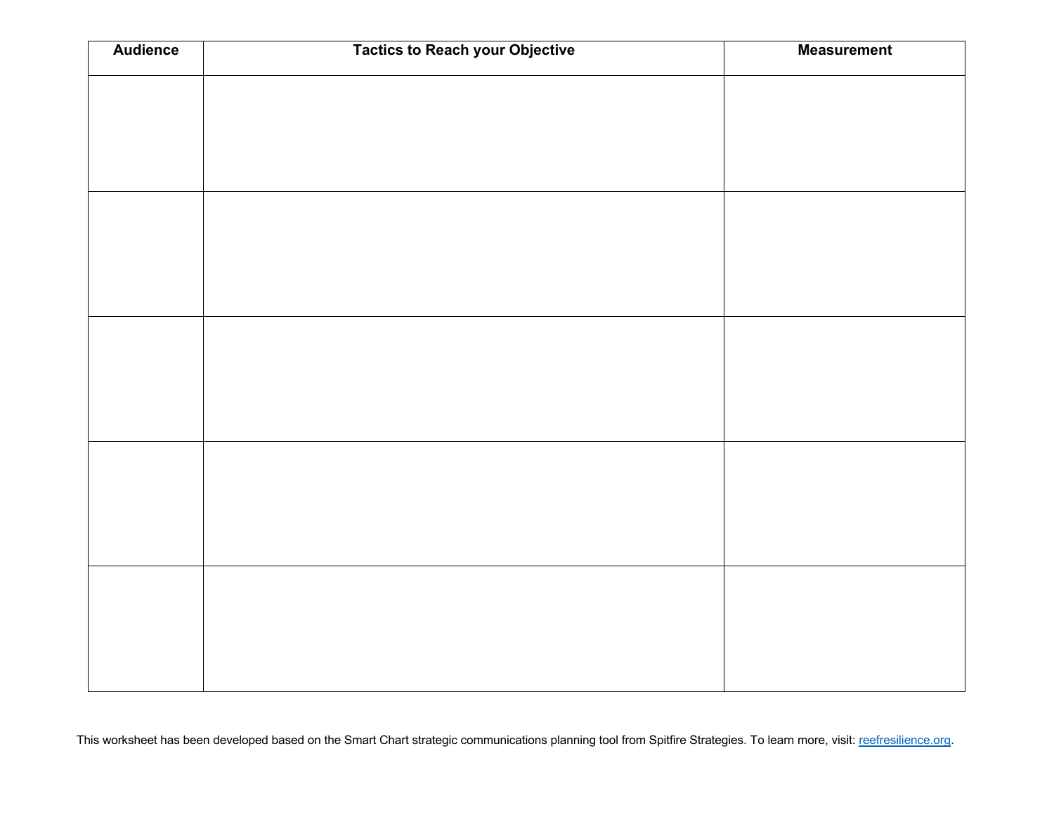| Audience | Tactics to Reach your Objective | Measurement |
|---|---|---|
| | | |
| | | |
| | | |
| | | |
| | | |

This worksheet has been developed based on the Smart Chart strategic communications planning tool from Spitfire Strategies. To learn more, visit: [reefresilience.org](reefresilience.org).